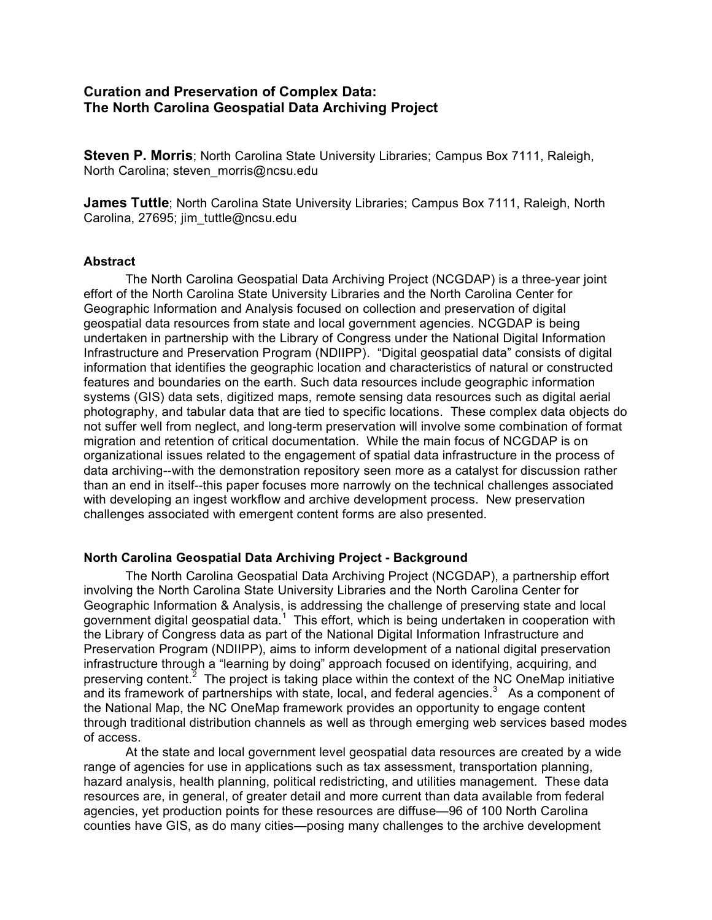# Curation and Preservation of Complex Data: The North Carolina Geospatial Data Archiving Project

**Steven P. Morris**; North Carolina State University Libraries; Campus Box 7111, Raleigh, North Carolina; steven_morris@ncsu.edu

**James Tuttle**; North Carolina State University Libraries; Campus Box 7111, Raleigh, North Carolina, 27695; jim_tuttle@ncsu.edu

## Abstract

The North Carolina Geospatial Data Archiving Project (NCGDAP) is a three-year joint effort of the North Carolina State University Libraries and the North Carolina Center for Geographic Information and Analysis focused on collection and preservation of digital geospatial data resources from state and local government agencies. NCGDAP is being undertaken in partnership with the Library of Congress under the National Digital Information Infrastructure and Preservation Program (NDIIPP). "Digital geospatial data" consists of digital information that identifies the geographic location and characteristics of natural or constructed features and boundaries on the earth. Such data resources include geographic information systems (GIS) data sets, digitized maps, remote sensing data resources such as digital aerial photography, and tabular data that are tied to specific locations. These complex data objects do not suffer well from neglect, and long-term preservation will involve some combination of format migration and retention of critical documentation. While the main focus of NCGDAP is on organizational issues related to the engagement of spatial data infrastructure in the process of data archiving--with the demonstration repository seen more as a catalyst for discussion rather than an end in itself--this paper focuses more narrowly on the technical challenges associated with developing an ingest workflow and archive development process. New preservation challenges associated with emergent content forms are also presented.

## North Carolina Geospatial Data Archiving Project - Background

The North Carolina Geospatial Data Archiving Project (NCGDAP), a partnership effort involving the North Carolina State University Libraries and the North Carolina Center for Geographic Information & Analysis, is addressing the challenge of preserving state and local government digital geospatial data.[1] This effort, which is being undertaken in cooperation with the Library of Congress data as part of the National Digital Information Infrastructure and Preservation Program (NDIIPP), aims to inform development of a national digital preservation infrastructure through a "learning by doing" approach focused on identifying, acquiring, and preserving content.[2] The project is taking place within the context of the NC OneMap initiative and its framework of partnerships with state, local, and federal agencies.[3] As a component of the National Map, the NC OneMap framework provides an opportunity to engage content through traditional distribution channels as well as through emerging web services based modes of access.

At the state and local government level geospatial data resources are created by a wide range of agencies for use in applications such as tax assessment, transportation planning, hazard analysis, health planning, political redistricting, and utilities management. These data resources are, in general, of greater detail and more current than data available from federal agencies, yet production points for these resources are diffuse—96 of 100 North Carolina counties have GIS, as do many cities—posing many challenges to the archive development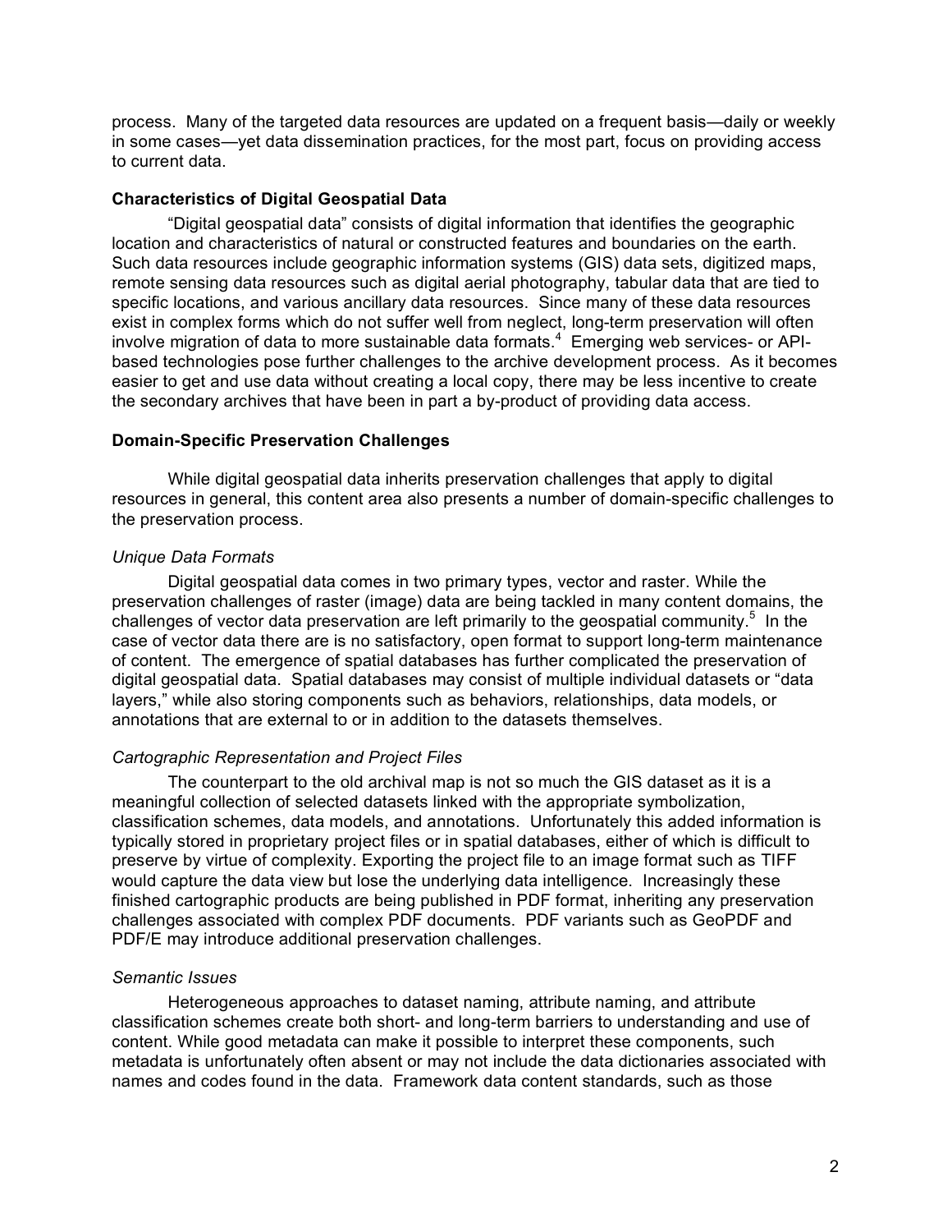process. Many of the targeted data resources are updated on a frequent basis—daily or weekly in some cases—yet data dissemination practices, for the most part, focus on providing access to current data.

### Characteristics of Digital Geospatial Data

"Digital geospatial data" consists of digital information that identifies the geographic location and characteristics of natural or constructed features and boundaries on the earth. Such data resources include geographic information systems (GIS) data sets, digitized maps, remote sensing data resources such as digital aerial photography, tabular data that are tied to specific locations, and various ancillary data resources. Since many of these data resources exist in complex forms which do not suffer well from neglect, long-term preservation will often involve migration of data to more sustainable data formats.[4] Emerging web services- or API-based technologies pose further challenges to the archive development process. As it becomes easier to get and use data without creating a local copy, there may be less incentive to create the secondary archives that have been in part a by-product of providing data access.

### Domain-Specific Preservation Challenges

While digital geospatial data inherits preservation challenges that apply to digital resources in general, this content area also presents a number of domain-specific challenges to the preservation process.

*Unique Data Formats*

Digital geospatial data comes in two primary types, vector and raster. While the preservation challenges of raster (image) data are being tackled in many content domains, the challenges of vector data preservation are left primarily to the geospatial community.[5] In the case of vector data there are is no satisfactory, open format to support long-term maintenance of content. The emergence of spatial databases has further complicated the preservation of digital geospatial data. Spatial databases may consist of multiple individual datasets or "data layers," while also storing components such as behaviors, relationships, data models, or annotations that are external to or in addition to the datasets themselves.

*Cartographic Representation and Project Files*

The counterpart to the old archival map is not so much the GIS dataset as it is a meaningful collection of selected datasets linked with the appropriate symbolization, classification schemes, data models, and annotations. Unfortunately this added information is typically stored in proprietary project files or in spatial databases, either of which is difficult to preserve by virtue of complexity. Exporting the project file to an image format such as TIFF would capture the data view but lose the underlying data intelligence. Increasingly these finished cartographic products are being published in PDF format, inheriting any preservation challenges associated with complex PDF documents. PDF variants such as GeoPDF and PDF/E may introduce additional preservation challenges.

*Semantic Issues*

Heterogeneous approaches to dataset naming, attribute naming, and attribute classification schemes create both short- and long-term barriers to understanding and use of content. While good metadata can make it possible to interpret these components, such metadata is unfortunately often absent or may not include the data dictionaries associated with names and codes found in the data. Framework data content standards, such as those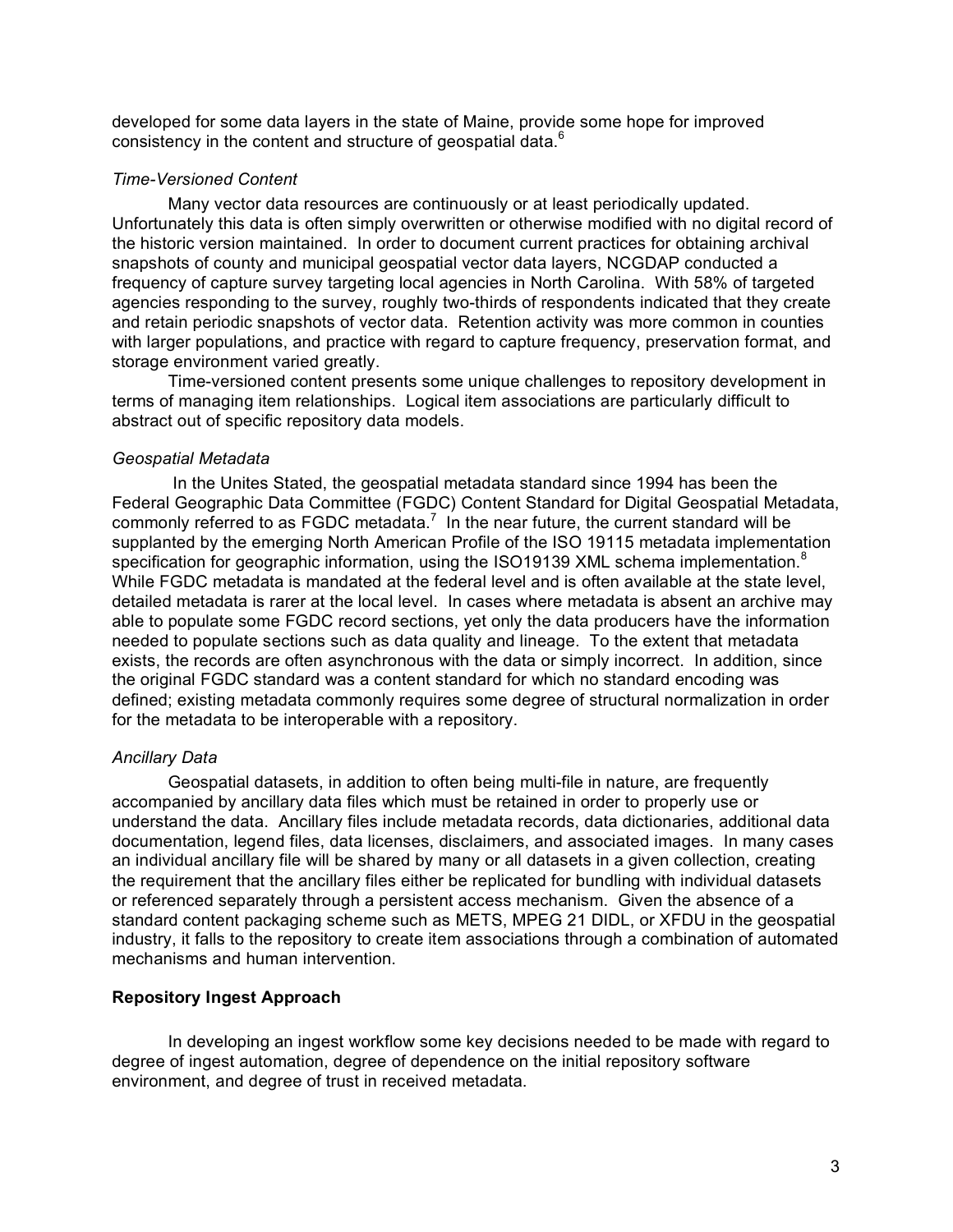developed for some data layers in the state of Maine, provide some hope for improved consistency in the content and structure of geospatial data.[6]

*Time-Versioned Content*

Many vector data resources are continuously or at least periodically updated. Unfortunately this data is often simply overwritten or otherwise modified with no digital record of the historic version maintained. In order to document current practices for obtaining archival snapshots of county and municipal geospatial vector data layers, NCGDAP conducted a frequency of capture survey targeting local agencies in North Carolina. With 58% of targeted agencies responding to the survey, roughly two-thirds of respondents indicated that they create and retain periodic snapshots of vector data. Retention activity was more common in counties with larger populations, and practice with regard to capture frequency, preservation format, and storage environment varied greatly.

Time-versioned content presents some unique challenges to repository development in terms of managing item relationships. Logical item associations are particularly difficult to abstract out of specific repository data models.

*Geospatial Metadata*

In the Unites Stated, the geospatial metadata standard since 1994 has been the Federal Geographic Data Committee (FGDC) Content Standard for Digital Geospatial Metadata, commonly referred to as FGDC metadata.[7] In the near future, the current standard will be supplanted by the emerging North American Profile of the ISO 19115 metadata implementation specification for geographic information, using the ISO19139 XML schema implementation.[8] While FGDC metadata is mandated at the federal level and is often available at the state level, detailed metadata is rarer at the local level. In cases where metadata is absent an archive may able to populate some FGDC record sections, yet only the data producers have the information needed to populate sections such as data quality and lineage. To the extent that metadata exists, the records are often asynchronous with the data or simply incorrect. In addition, since the original FGDC standard was a content standard for which no standard encoding was defined; existing metadata commonly requires some degree of structural normalization in order for the metadata to be interoperable with a repository.

*Ancillary Data*

Geospatial datasets, in addition to often being multi-file in nature, are frequently accompanied by ancillary data files which must be retained in order to properly use or understand the data. Ancillary files include metadata records, data dictionaries, additional data documentation, legend files, data licenses, disclaimers, and associated images. In many cases an individual ancillary file will be shared by many or all datasets in a given collection, creating the requirement that the ancillary files either be replicated for bundling with individual datasets or referenced separately through a persistent access mechanism. Given the absence of a standard content packaging scheme such as METS, MPEG 21 DIDL, or XFDU in the geospatial industry, it falls to the repository to create item associations through a combination of automated mechanisms and human intervention.

**Repository Ingest Approach**

In developing an ingest workflow some key decisions needed to be made with regard to degree of ingest automation, degree of dependence on the initial repository software environment, and degree of trust in received metadata.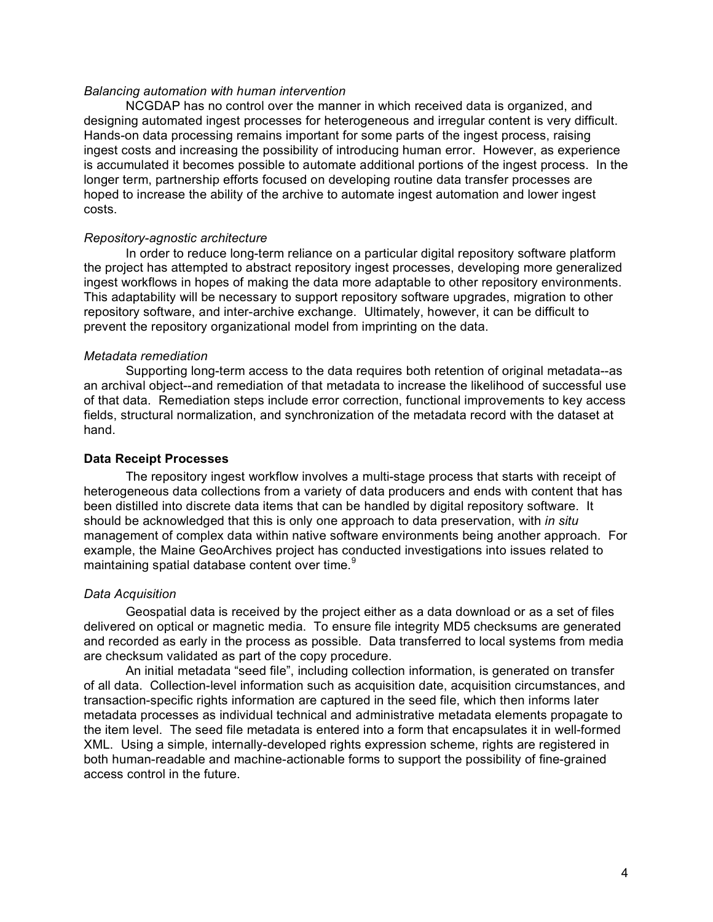*Balancing automation with human intervention*

NCGDAP has no control over the manner in which received data is organized, and designing automated ingest processes for heterogeneous and irregular content is very difficult. Hands-on data processing remains important for some parts of the ingest process, raising ingest costs and increasing the possibility of introducing human error. However, as experience is accumulated it becomes possible to automate additional portions of the ingest process. In the longer term, partnership efforts focused on developing routine data transfer processes are hoped to increase the ability of the archive to automate ingest automation and lower ingest costs.

*Repository-agnostic architecture*

In order to reduce long-term reliance on a particular digital repository software platform the project has attempted to abstract repository ingest processes, developing more generalized ingest workflows in hopes of making the data more adaptable to other repository environments. This adaptability will be necessary to support repository software upgrades, migration to other repository software, and inter-archive exchange. Ultimately, however, it can be difficult to prevent the repository organizational model from imprinting on the data.

*Metadata remediation*

Supporting long-term access to the data requires both retention of original metadata--as an archival object--and remediation of that metadata to increase the likelihood of successful use of that data. Remediation steps include error correction, functional improvements to key access fields, structural normalization, and synchronization of the metadata record with the dataset at hand.

**Data Receipt Processes**

The repository ingest workflow involves a multi-stage process that starts with receipt of heterogeneous data collections from a variety of data producers and ends with content that has been distilled into discrete data items that can be handled by digital repository software. It should be acknowledged that this is only one approach to data preservation, with *in situ* management of complex data within native software environments being another approach. For example, the Maine GeoArchives project has conducted investigations into issues related to maintaining spatial database content over time.[9]

*Data Acquisition*

Geospatial data is received by the project either as a data download or as a set of files delivered on optical or magnetic media. To ensure file integrity MD5 checksums are generated and recorded as early in the process as possible. Data transferred to local systems from media are checksum validated as part of the copy procedure.

An initial metadata "seed file", including collection information, is generated on transfer of all data. Collection-level information such as acquisition date, acquisition circumstances, and transaction-specific rights information are captured in the seed file, which then informs later metadata processes as individual technical and administrative metadata elements propagate to the item level. The seed file metadata is entered into a form that encapsulates it in well-formed XML. Using a simple, internally-developed rights expression scheme, rights are registered in both human-readable and machine-actionable forms to support the possibility of fine-grained access control in the future.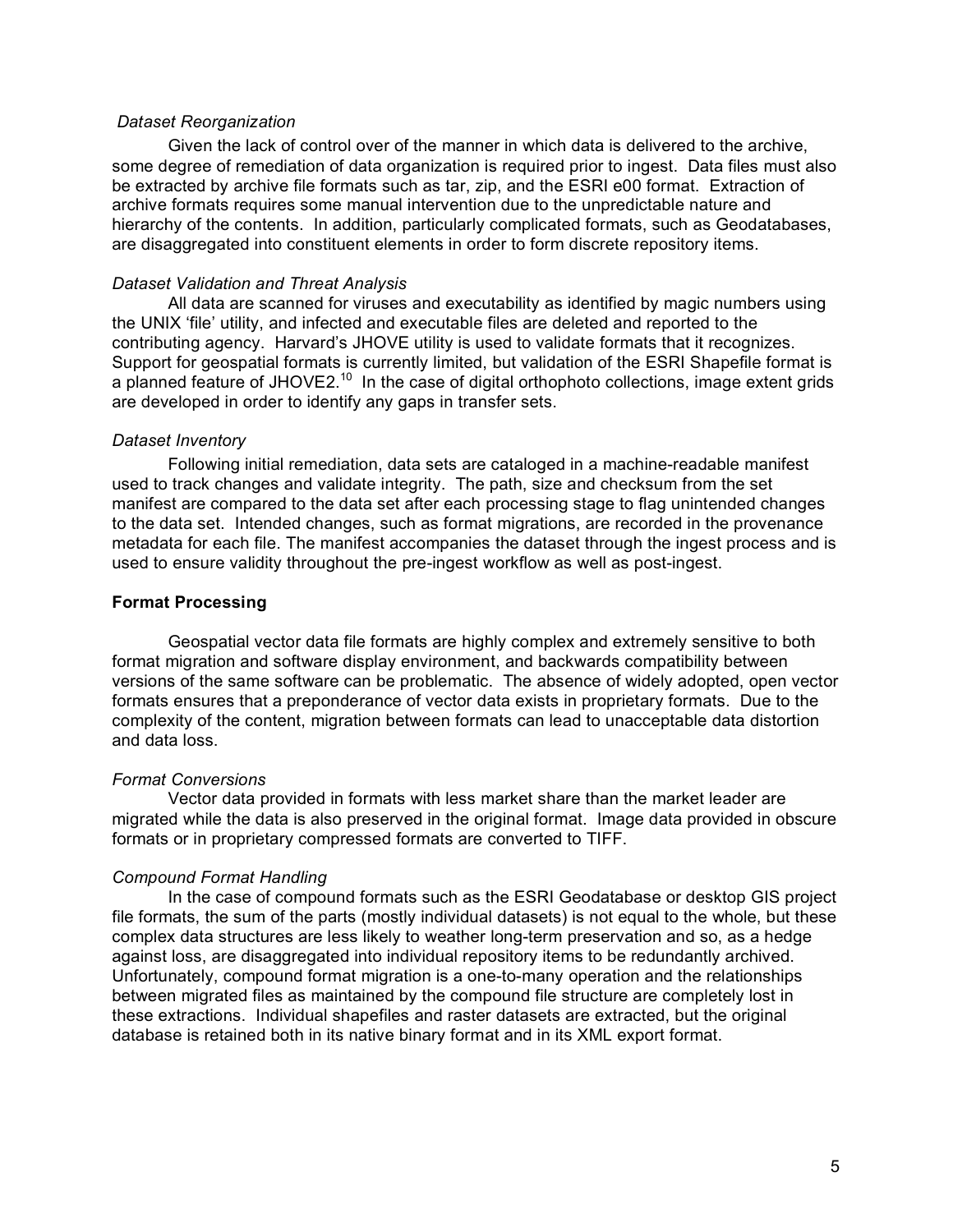*Dataset Reorganization*

Given the lack of control over of the manner in which data is delivered to the archive, some degree of remediation of data organization is required prior to ingest. Data files must also be extracted by archive file formats such as tar, zip, and the ESRI e00 format. Extraction of archive formats requires some manual intervention due to the unpredictable nature and hierarchy of the contents. In addition, particularly complicated formats, such as Geodatabases, are disaggregated into constituent elements in order to form discrete repository items.

*Dataset Validation and Threat Analysis*

All data are scanned for viruses and executability as identified by magic numbers using the UNIX 'file' utility, and infected and executable files are deleted and reported to the contributing agency. Harvard's JHOVE utility is used to validate formats that it recognizes. Support for geospatial formats is currently limited, but validation of the ESRI Shapefile format is a planned feature of JHOVE2.[10] In the case of digital orthophoto collections, image extent grids are developed in order to identify any gaps in transfer sets.

*Dataset Inventory*

Following initial remediation, data sets are cataloged in a machine-readable manifest used to track changes and validate integrity. The path, size and checksum from the set manifest are compared to the data set after each processing stage to flag unintended changes to the data set. Intended changes, such as format migrations, are recorded in the provenance metadata for each file. The manifest accompanies the dataset through the ingest process and is used to ensure validity throughout the pre-ingest workflow as well as post-ingest.

**Format Processing**

Geospatial vector data file formats are highly complex and extremely sensitive to both format migration and software display environment, and backwards compatibility between versions of the same software can be problematic. The absence of widely adopted, open vector formats ensures that a preponderance of vector data exists in proprietary formats. Due to the complexity of the content, migration between formats can lead to unacceptable data distortion and data loss.

*Format Conversions*

Vector data provided in formats with less market share than the market leader are migrated while the data is also preserved in the original format. Image data provided in obscure formats or in proprietary compressed formats are converted to TIFF.

*Compound Format Handling*

In the case of compound formats such as the ESRI Geodatabase or desktop GIS project file formats, the sum of the parts (mostly individual datasets) is not equal to the whole, but these complex data structures are less likely to weather long-term preservation and so, as a hedge against loss, are disaggregated into individual repository items to be redundantly archived. Unfortunately, compound format migration is a one-to-many operation and the relationships between migrated files as maintained by the compound file structure are completely lost in these extractions. Individual shapefiles and raster datasets are extracted, but the original database is retained both in its native binary format and in its XML export format.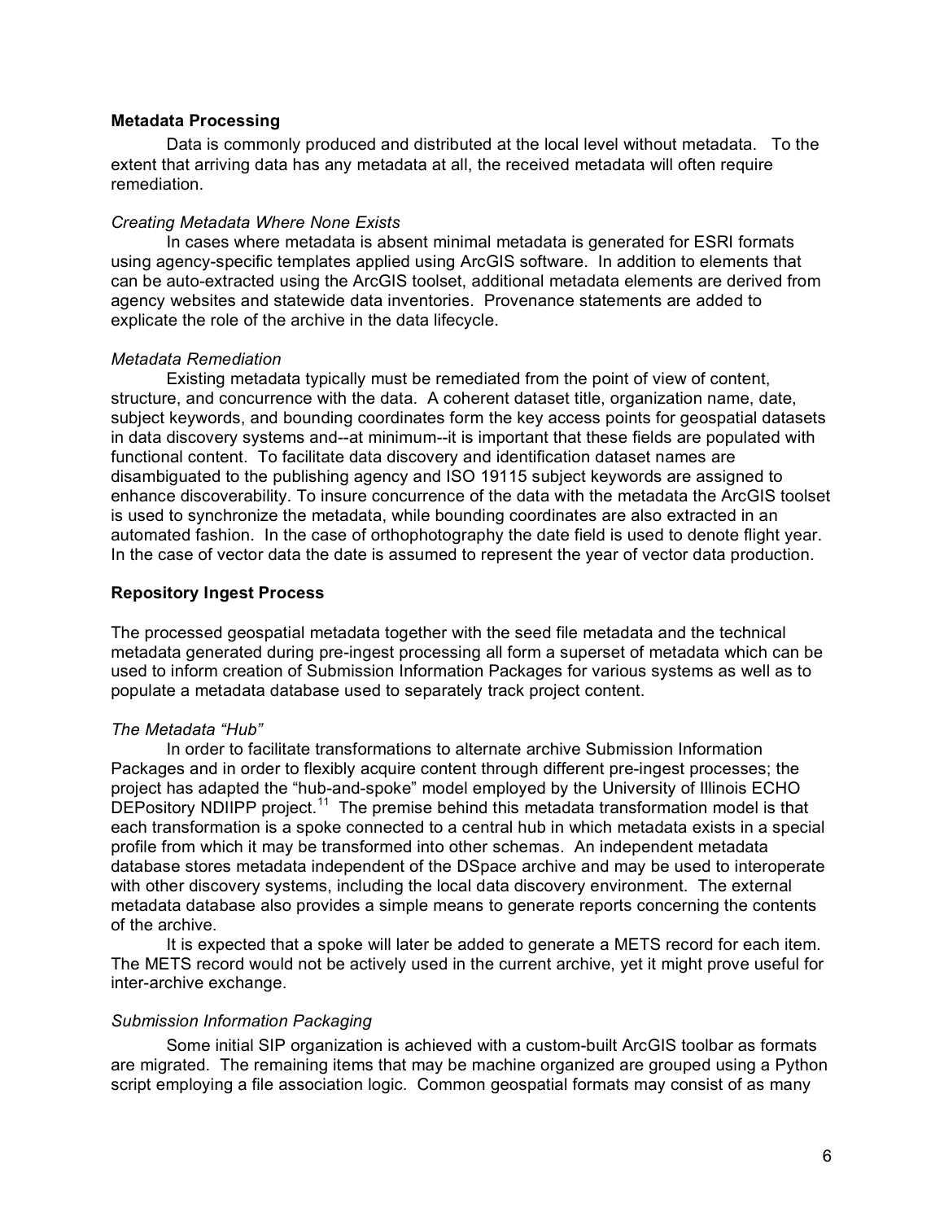**Metadata Processing**

Data is commonly produced and distributed at the local level without metadata. To the extent that arriving data has any metadata at all, the received metadata will often require remediation.

*Creating Metadata Where None Exists*

In cases where metadata is absent minimal metadata is generated for ESRI formats using agency-specific templates applied using ArcGIS software. In addition to elements that can be auto-extracted using the ArcGIS toolset, additional metadata elements are derived from agency websites and statewide data inventories. Provenance statements are added to explicate the role of the archive in the data lifecycle.

*Metadata Remediation*

Existing metadata typically must be remediated from the point of view of content, structure, and concurrence with the data. A coherent dataset title, organization name, date, subject keywords, and bounding coordinates form the key access points for geospatial datasets in data discovery systems and--at minimum--it is important that these fields are populated with functional content. To facilitate data discovery and identification dataset names are disambiguated to the publishing agency and ISO 19115 subject keywords are assigned to enhance discoverability. To insure concurrence of the data with the metadata the ArcGIS toolset is used to synchronize the metadata, while bounding coordinates are also extracted in an automated fashion. In the case of orthophotography the date field is used to denote flight year. In the case of vector data the date is assumed to represent the year of vector data production.

**Repository Ingest Process**

The processed geospatial metadata together with the seed file metadata and the technical metadata generated during pre-ingest processing all form a superset of metadata which can be used to inform creation of Submission Information Packages for various systems as well as to populate a metadata database used to separately track project content.

*The Metadata "Hub"*

In order to facilitate transformations to alternate archive Submission Information Packages and in order to flexibly acquire content through different pre-ingest processes; the project has adapted the "hub-and-spoke" model employed by the University of Illinois ECHO DEPository NDIIPP project.[11] The premise behind this metadata transformation model is that each transformation is a spoke connected to a central hub in which metadata exists in a special profile from which it may be transformed into other schemas. An independent metadata database stores metadata independent of the DSpace archive and may be used to interoperate with other discovery systems, including the local data discovery environment. The external metadata database also provides a simple means to generate reports concerning the contents of the archive.

It is expected that a spoke will later be added to generate a METS record for each item. The METS record would not be actively used in the current archive, yet it might prove useful for inter-archive exchange.

*Submission Information Packaging*

Some initial SIP organization is achieved with a custom-built ArcGIS toolbar as formats are migrated. The remaining items that may be machine organized are grouped using a Python script employing a file association logic. Common geospatial formats may consist of as many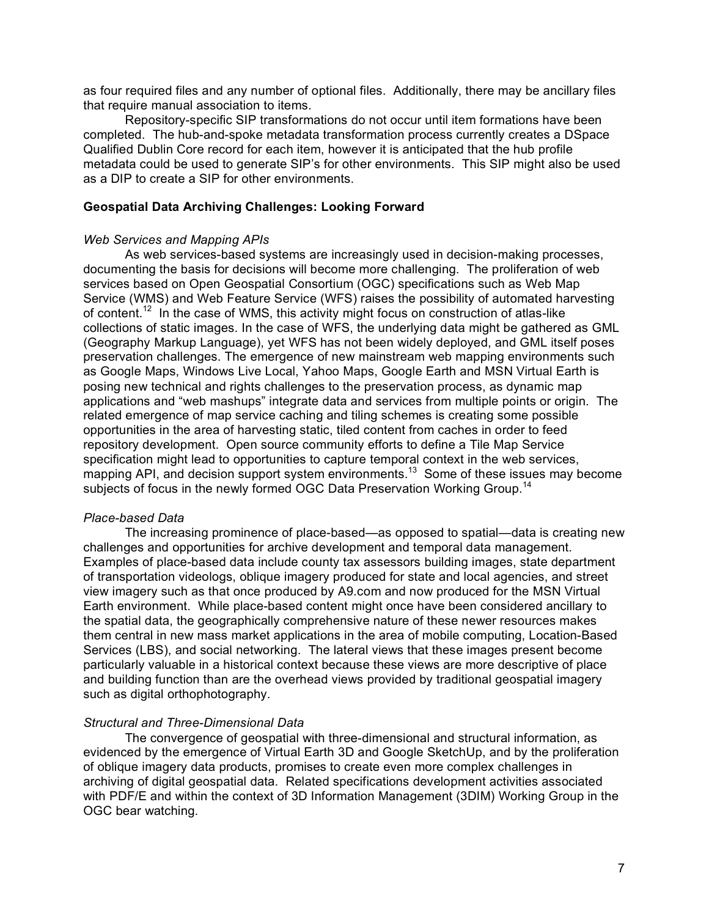as four required files and any number of optional files. Additionally, there may be ancillary files that require manual association to items.

Repository-specific SIP transformations do not occur until item formations have been completed. The hub-and-spoke metadata transformation process currently creates a DSpace Qualified Dublin Core record for each item, however it is anticipated that the hub profile metadata could be used to generate SIP's for other environments. This SIP might also be used as a DIP to create a SIP for other environments.

**Geospatial Data Archiving Challenges: Looking Forward**

*Web Services and Mapping APIs*

As web services-based systems are increasingly used in decision-making processes, documenting the basis for decisions will become more challenging. The proliferation of web services based on Open Geospatial Consortium (OGC) specifications such as Web Map Service (WMS) and Web Feature Service (WFS) raises the possibility of automated harvesting of content.[12] In the case of WMS, this activity might focus on construction of atlas-like collections of static images. In the case of WFS, the underlying data might be gathered as GML (Geography Markup Language), yet WFS has not been widely deployed, and GML itself poses preservation challenges. The emergence of new mainstream web mapping environments such as Google Maps, Windows Live Local, Yahoo Maps, Google Earth and MSN Virtual Earth is posing new technical and rights challenges to the preservation process, as dynamic map applications and "web mashups" integrate data and services from multiple points or origin. The related emergence of map service caching and tiling schemes is creating some possible opportunities in the area of harvesting static, tiled content from caches in order to feed repository development. Open source community efforts to define a Tile Map Service specification might lead to opportunities to capture temporal context in the web services, mapping API, and decision support system environments.[13] Some of these issues may become subjects of focus in the newly formed OGC Data Preservation Working Group.[14]

*Place-based Data*

The increasing prominence of place-based—as opposed to spatial—data is creating new challenges and opportunities for archive development and temporal data management. Examples of place-based data include county tax assessors building images, state department of transportation videologs, oblique imagery produced for state and local agencies, and street view imagery such as that once produced by A9.com and now produced for the MSN Virtual Earth environment. While place-based content might once have been considered ancillary to the spatial data, the geographically comprehensive nature of these newer resources makes them central in new mass market applications in the area of mobile computing, Location-Based Services (LBS), and social networking. The lateral views that these images present become particularly valuable in a historical context because these views are more descriptive of place and building function than are the overhead views provided by traditional geospatial imagery such as digital orthophotography.

*Structural and Three-Dimensional Data*

The convergence of geospatial with three-dimensional and structural information, as evidenced by the emergence of Virtual Earth 3D and Google SketchUp, and by the proliferation of oblique imagery data products, promises to create even more complex challenges in archiving of digital geospatial data. Related specifications development activities associated with PDF/E and within the context of 3D Information Management (3DIM) Working Group in the OGC bear watching.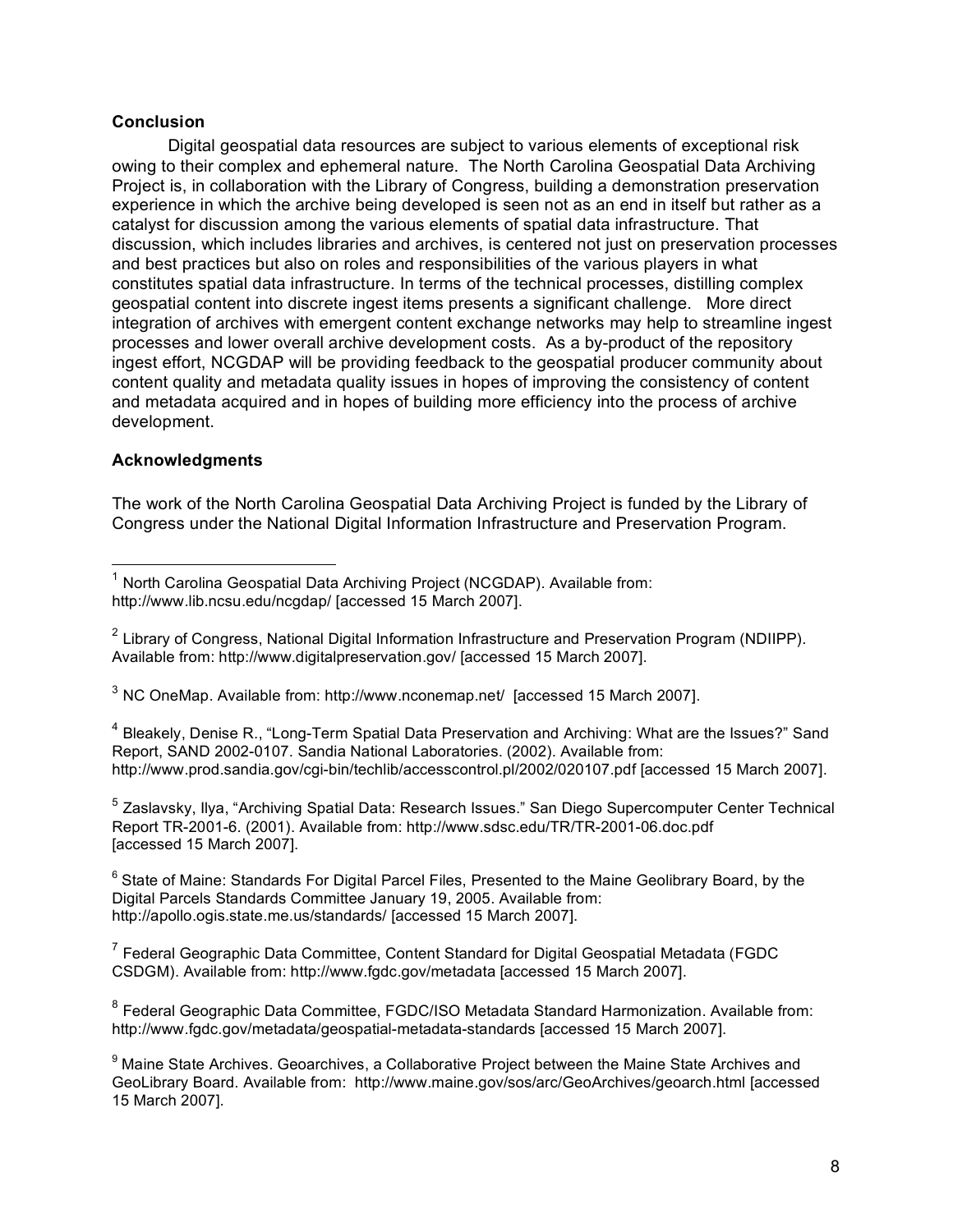**Conclusion**

Digital geospatial data resources are subject to various elements of exceptional risk owing to their complex and ephemeral nature. The North Carolina Geospatial Data Archiving Project is, in collaboration with the Library of Congress, building a demonstration preservation experience in which the archive being developed is seen not as an end in itself but rather as a catalyst for discussion among the various elements of spatial data infrastructure. That discussion, which includes libraries and archives, is centered not just on preservation processes and best practices but also on roles and responsibilities of the various players in what constitutes spatial data infrastructure. In terms of the technical processes, distilling complex geospatial content into discrete ingest items presents a significant challenge. More direct integration of archives with emergent content exchange networks may help to streamline ingest processes and lower overall archive development costs. As a by-product of the repository ingest effort, NCGDAP will be providing feedback to the geospatial producer community about content quality and metadata quality issues in hopes of improving the consistency of content and metadata acquired and in hopes of building more efficiency into the process of archive development.

**Acknowledgments**

The work of the North Carolina Geospatial Data Archiving Project is funded by the Library of Congress under the National Digital Information Infrastructure and Preservation Program.

---

[1] North Carolina Geospatial Data Archiving Project (NCGDAP). Available from: http://www.lib.ncsu.edu/ncgdap/ [accessed 15 March 2007].

[2] Library of Congress, National Digital Information Infrastructure and Preservation Program (NDIIPP). Available from: http://www.digitalpreservation.gov/ [accessed 15 March 2007].

[3] NC OneMap. Available from: http://www.nconemap.net/ [accessed 15 March 2007].

[4] Bleakely, Denise R., "Long-Term Spatial Data Preservation and Archiving: What are the Issues?" Sand Report, SAND 2002-0107. Sandia National Laboratories. (2002). Available from: http://www.prod.sandia.gov/cgi-bin/techlib/accesscontrol.pl/2002/020107.pdf [accessed 15 March 2007].

[5] Zaslavsky, Ilya, "Archiving Spatial Data: Research Issues." San Diego Supercomputer Center Technical Report TR-2001-6. (2001). Available from: http://www.sdsc.edu/TR/TR-2001-06.doc.pdf [accessed 15 March 2007].

[6] State of Maine: Standards For Digital Parcel Files, Presented to the Maine Geolibrary Board, by the Digital Parcels Standards Committee January 19, 2005. Available from: http://apollo.ogis.state.me.us/standards/ [accessed 15 March 2007].

[7] Federal Geographic Data Committee, Content Standard for Digital Geospatial Metadata (FGDC CSDGM). Available from: http://www.fgdc.gov/metadata [accessed 15 March 2007].

[8] Federal Geographic Data Committee, FGDC/ISO Metadata Standard Harmonization. Available from: http://www.fgdc.gov/metadata/geospatial-metadata-standards [accessed 15 March 2007].

[9] Maine State Archives. Geoarchives, a Collaborative Project between the Maine State Archives and GeoLibrary Board. Available from: http://www.maine.gov/sos/arc/GeoArchives/geoarch.html [accessed 15 March 2007].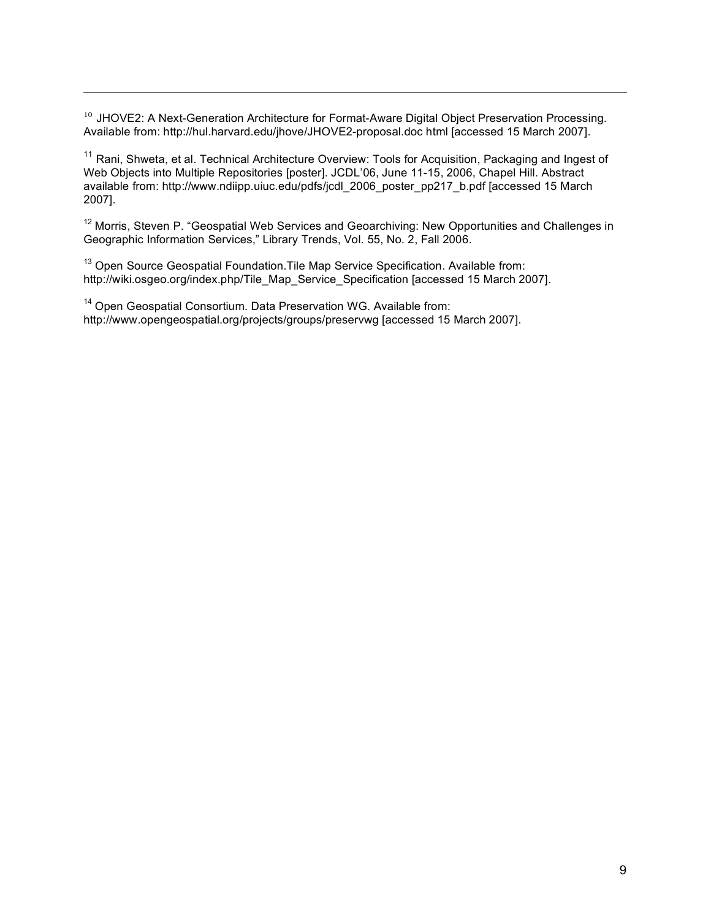[10] JHOVE2: A Next-Generation Architecture for Format-Aware Digital Object Preservation Processing. Available from: http://hul.harvard.edu/jhove/JHOVE2-proposal.doc html [accessed 15 March 2007].

[11] Rani, Shweta, et al. Technical Architecture Overview: Tools for Acquisition, Packaging and Ingest of Web Objects into Multiple Repositories [poster]. JCDL'06, June 11-15, 2006, Chapel Hill. Abstract available from: http://www.ndiipp.uiuc.edu/pdfs/jcdl_2006_poster_pp217_b.pdf [accessed 15 March 2007].

[12] Morris, Steven P. "Geospatial Web Services and Geoarchiving: New Opportunities and Challenges in Geographic Information Services," Library Trends, Vol. 55, No. 2, Fall 2006.

[13] Open Source Geospatial Foundation.Tile Map Service Specification. Available from: http://wiki.osgeo.org/index.php/Tile_Map_Service_Specification [accessed 15 March 2007].

[14] Open Geospatial Consortium. Data Preservation WG. Available from: http://www.opengeospatial.org/projects/groups/preservwg [accessed 15 March 2007].